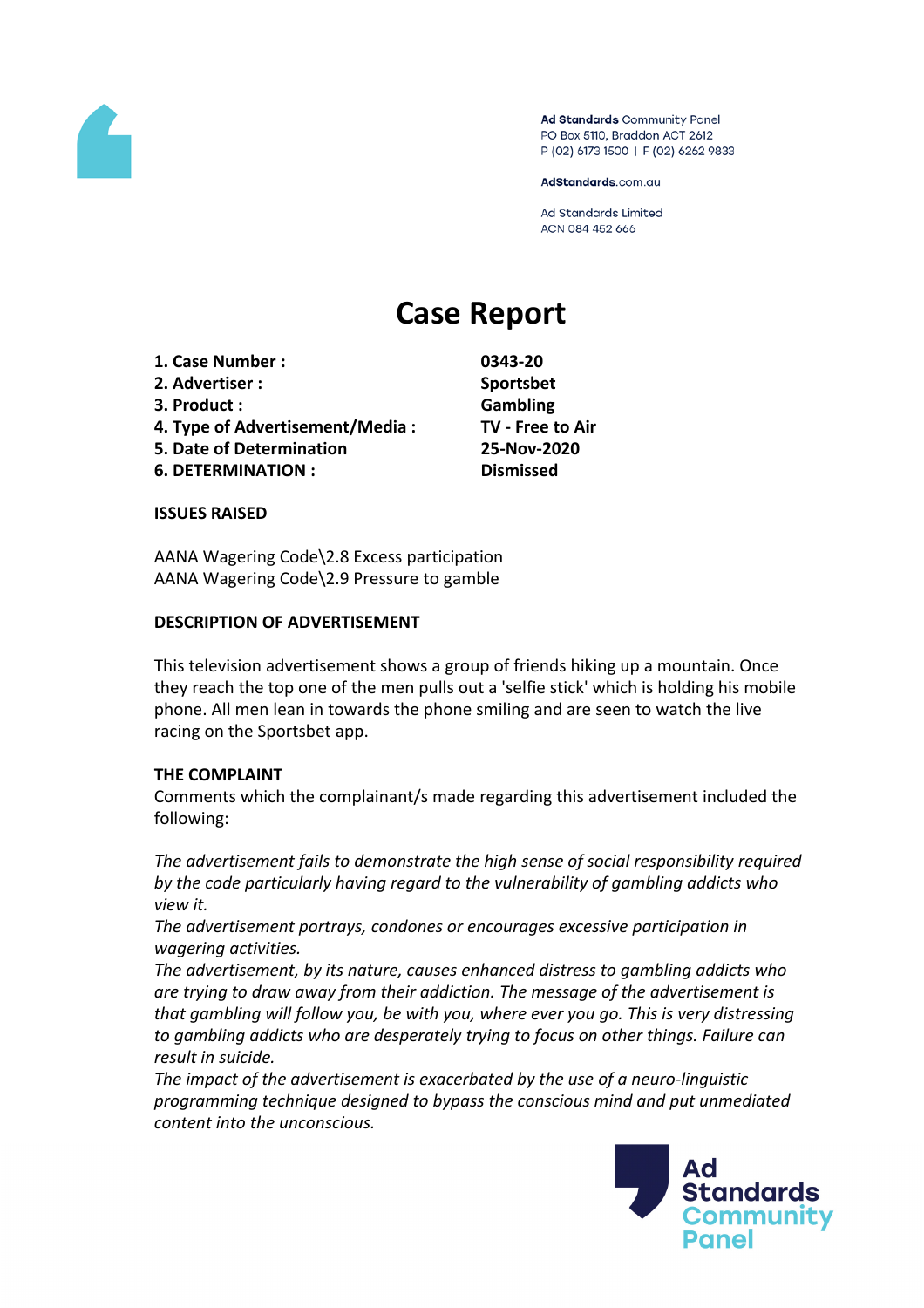Ad Standards Community Panel
PO Box 5110, Braddon ACT 2612
P (02) 6173 1500 | F (02) 6262 9833

AdStandards.com.au

Ad Standards Limited
ACN 084 452 666

# Case Report

| | |
|---|---|
| **1. Case Number :** | **0343-20** |
| **2. Advertiser :** | **Sportsbet** |
| **3. Product :** | **Gambling** |
| **4. Type of Advertisement/Media :** | **TV - Free to Air** |
| **5. Date of Determination** | **25-Nov-2020** |
| **6. DETERMINATION :** | **Dismissed** |

**ISSUES RAISED**

AANA Wagering Code\2.8 Excess participation
AANA Wagering Code\2.9 Pressure to gamble

**DESCRIPTION OF ADVERTISEMENT**

This television advertisement shows a group of friends hiking up a mountain. Once they reach the top one of the men pulls out a 'selfie stick' which is holding his mobile phone. All men lean in towards the phone smiling and are seen to watch the live racing on the Sportsbet app.

**THE COMPLAINT**

Comments which the complainant/s made regarding this advertisement included the following:

*The advertisement fails to demonstrate the high sense of social responsibility required by the code particularly having regard to the vulnerability of gambling addicts who view it.*
*The advertisement portrays, condones or encourages excessive participation in wagering activities.*
*The advertisement, by its nature, causes enhanced distress to gambling addicts who are trying to draw away from their addiction. The message of the advertisement is that gambling will follow you, be with you, where ever you go. This is very distressing to gambling addicts who are desperately trying to focus on other things. Failure can result in suicide.*
*The impact of the advertisement is exacerbated by the use of a neuro-linguistic programming technique designed to bypass the conscious mind and put unmediated content into the unconscious.*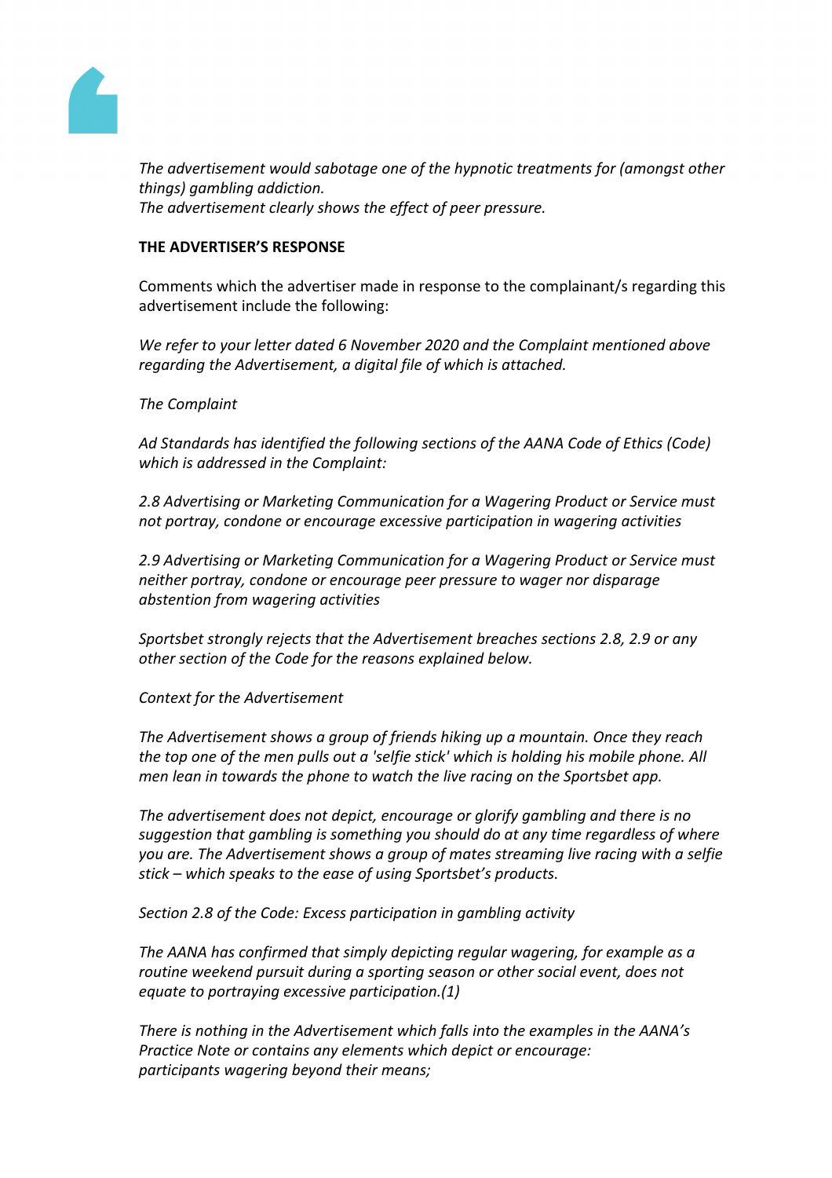*The advertisement would sabotage one of the hypnotic treatments for (amongst other things) gambling addiction.*
*The advertisement clearly shows the effect of peer pressure.*

**THE ADVERTISER'S RESPONSE**

Comments which the advertiser made in response to the complainant/s regarding this advertisement include the following:

*We refer to your letter dated 6 November 2020 and the Complaint mentioned above regarding the Advertisement, a digital file of which is attached.*

*The Complaint*

*Ad Standards has identified the following sections of the AANA Code of Ethics (Code) which is addressed in the Complaint:*

*2.8 Advertising or Marketing Communication for a Wagering Product or Service must not portray, condone or encourage excessive participation in wagering activities*

*2.9 Advertising or Marketing Communication for a Wagering Product or Service must neither portray, condone or encourage peer pressure to wager nor disparage abstention from wagering activities*

*Sportsbet strongly rejects that the Advertisement breaches sections 2.8, 2.9 or any other section of the Code for the reasons explained below.*

*Context for the Advertisement*

*The Advertisement shows a group of friends hiking up a mountain. Once they reach the top one of the men pulls out a 'selfie stick' which is holding his mobile phone. All men lean in towards the phone to watch the live racing on the Sportsbet app.*

*The advertisement does not depict, encourage or glorify gambling and there is no suggestion that gambling is something you should do at any time regardless of where you are. The Advertisement shows a group of mates streaming live racing with a selfie stick – which speaks to the ease of using Sportsbet's products.*

*Section 2.8 of the Code: Excess participation in gambling activity*

*The AANA has confirmed that simply depicting regular wagering, for example as a routine weekend pursuit during a sporting season or other social event, does not equate to portraying excessive participation.(1)*

*There is nothing in the Advertisement which falls into the examples in the AANA's Practice Note or contains any elements which depict or encourage:*
*participants wagering beyond their means;*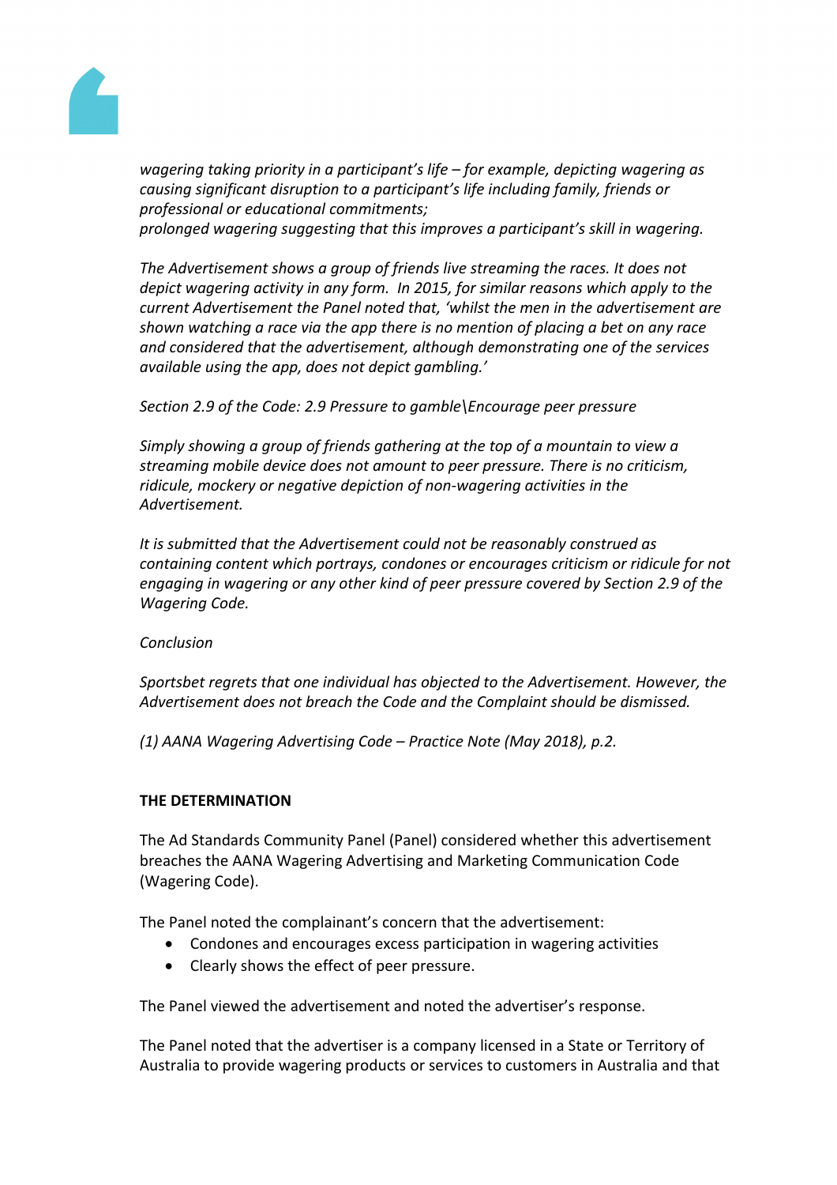*wagering taking priority in a participant's life – for example, depicting wagering as causing significant disruption to a participant's life including family, friends or professional or educational commitments;*
*prolonged wagering suggesting that this improves a participant's skill in wagering.*

*The Advertisement shows a group of friends live streaming the races. It does not depict wagering activity in any form. In 2015, for similar reasons which apply to the current Advertisement the Panel noted that, 'whilst the men in the advertisement are shown watching a race via the app there is no mention of placing a bet on any race and considered that the advertisement, although demonstrating one of the services available using the app, does not depict gambling.'*

*Section 2.9 of the Code: 2.9 Pressure to gamble\Encourage peer pressure*

*Simply showing a group of friends gathering at the top of a mountain to view a streaming mobile device does not amount to peer pressure. There is no criticism, ridicule, mockery or negative depiction of non-wagering activities in the Advertisement.*

*It is submitted that the Advertisement could not be reasonably construed as containing content which portrays, condones or encourages criticism or ridicule for not engaging in wagering or any other kind of peer pressure covered by Section 2.9 of the Wagering Code.*

*Conclusion*

*Sportsbet regrets that one individual has objected to the Advertisement. However, the Advertisement does not breach the Code and the Complaint should be dismissed.*

*(1) AANA Wagering Advertising Code – Practice Note (May 2018), p.2.*

**THE DETERMINATION**

The Ad Standards Community Panel (Panel) considered whether this advertisement breaches the AANA Wagering Advertising and Marketing Communication Code (Wagering Code).

The Panel noted the complainant's concern that the advertisement:

- Condones and encourages excess participation in wagering activities
- Clearly shows the effect of peer pressure.

The Panel viewed the advertisement and noted the advertiser's response.

The Panel noted that the advertiser is a company licensed in a State or Territory of Australia to provide wagering products or services to customers in Australia and that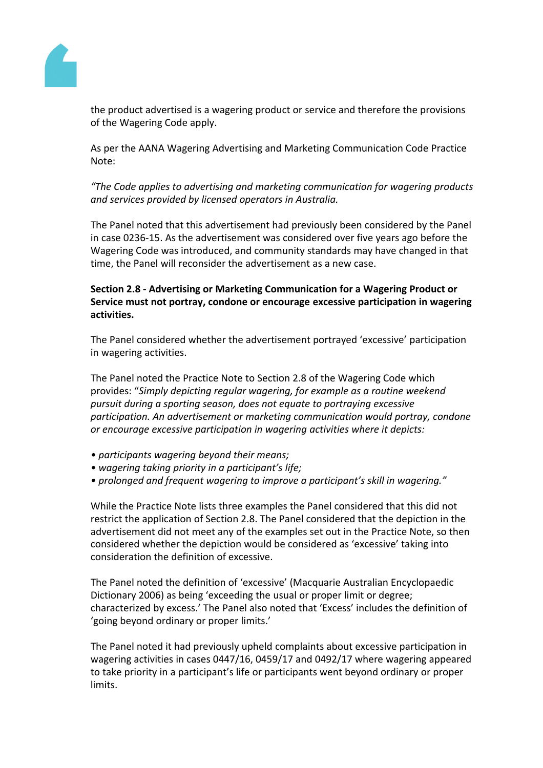the product advertised is a wagering product or service and therefore the provisions of the Wagering Code apply.

As per the AANA Wagering Advertising and Marketing Communication Code Practice Note:

*"The Code applies to advertising and marketing communication for wagering products and services provided by licensed operators in Australia.*

The Panel noted that this advertisement had previously been considered by the Panel in case 0236-15. As the advertisement was considered over five years ago before the Wagering Code was introduced, and community standards may have changed in that time, the Panel will reconsider the advertisement as a new case.

**Section 2.8 - Advertising or Marketing Communication for a Wagering Product or Service must not portray, condone or encourage excessive participation in wagering activities.**

The Panel considered whether the advertisement portrayed 'excessive' participation in wagering activities.

The Panel noted the Practice Note to Section 2.8 of the Wagering Code which provides: "*Simply depicting regular wagering, for example as a routine weekend pursuit during a sporting season, does not equate to portraying excessive participation. An advertisement or marketing communication would portray, condone or encourage excessive participation in wagering activities where it depicts:*

- *participants wagering beyond their means;*
- *wagering taking priority in a participant's life;*
- *prolonged and frequent wagering to improve a participant's skill in wagering."*

While the Practice Note lists three examples the Panel considered that this did not restrict the application of Section 2.8. The Panel considered that the depiction in the advertisement did not meet any of the examples set out in the Practice Note, so then considered whether the depiction would be considered as 'excessive' taking into consideration the definition of excessive.

The Panel noted the definition of 'excessive' (Macquarie Australian Encyclopaedic Dictionary 2006) as being 'exceeding the usual or proper limit or degree; characterized by excess.' The Panel also noted that 'Excess' includes the definition of 'going beyond ordinary or proper limits.'

The Panel noted it had previously upheld complaints about excessive participation in wagering activities in cases 0447/16, 0459/17 and 0492/17 where wagering appeared to take priority in a participant's life or participants went beyond ordinary or proper limits.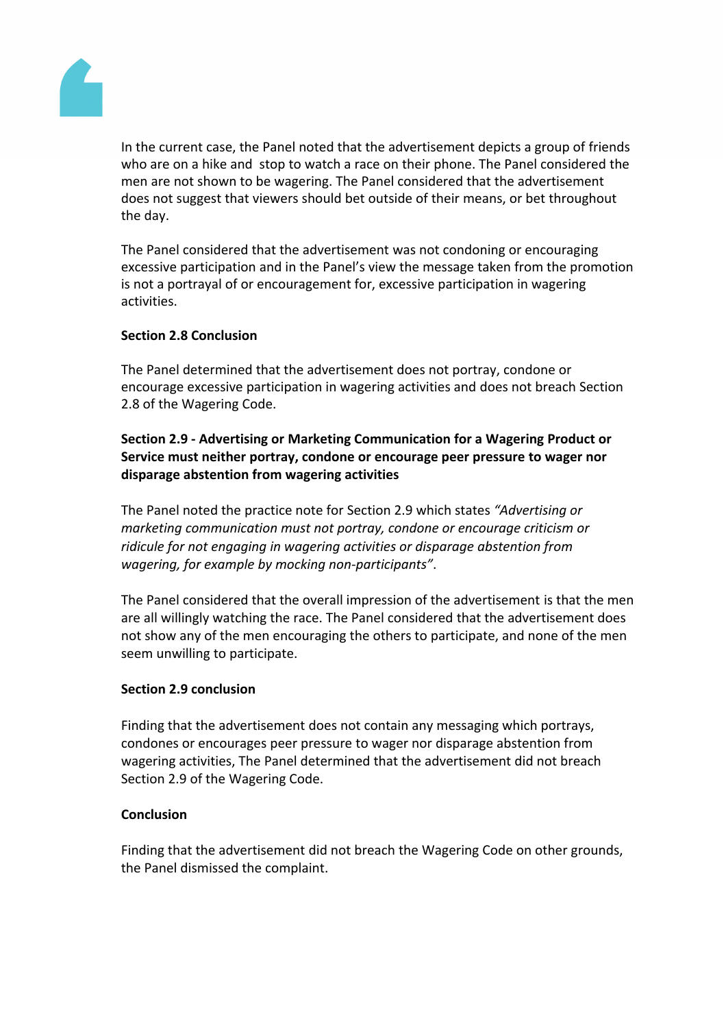In the current case, the Panel noted that the advertisement depicts a group of friends who are on a hike and stop to watch a race on their phone. The Panel considered the men are not shown to be wagering. The Panel considered that the advertisement does not suggest that viewers should bet outside of their means, or bet throughout the day.

The Panel considered that the advertisement was not condoning or encouraging excessive participation and in the Panel's view the message taken from the promotion is not a portrayal of or encouragement for, excessive participation in wagering activities.

**Section 2.8 Conclusion**

The Panel determined that the advertisement does not portray, condone or encourage excessive participation in wagering activities and does not breach Section 2.8 of the Wagering Code.

**Section 2.9 - Advertising or Marketing Communication for a Wagering Product or Service must neither portray, condone or encourage peer pressure to wager nor disparage abstention from wagering activities**

The Panel noted the practice note for Section 2.9 which states *"Advertising or marketing communication must not portray, condone or encourage criticism or ridicule for not engaging in wagering activities or disparage abstention from wagering, for example by mocking non-participants"*.

The Panel considered that the overall impression of the advertisement is that the men are all willingly watching the race. The Panel considered that the advertisement does not show any of the men encouraging the others to participate, and none of the men seem unwilling to participate.

**Section 2.9 conclusion**

Finding that the advertisement does not contain any messaging which portrays, condones or encourages peer pressure to wager nor disparage abstention from wagering activities, The Panel determined that the advertisement did not breach Section 2.9 of the Wagering Code.

**Conclusion**

Finding that the advertisement did not breach the Wagering Code on other grounds, the Panel dismissed the complaint.